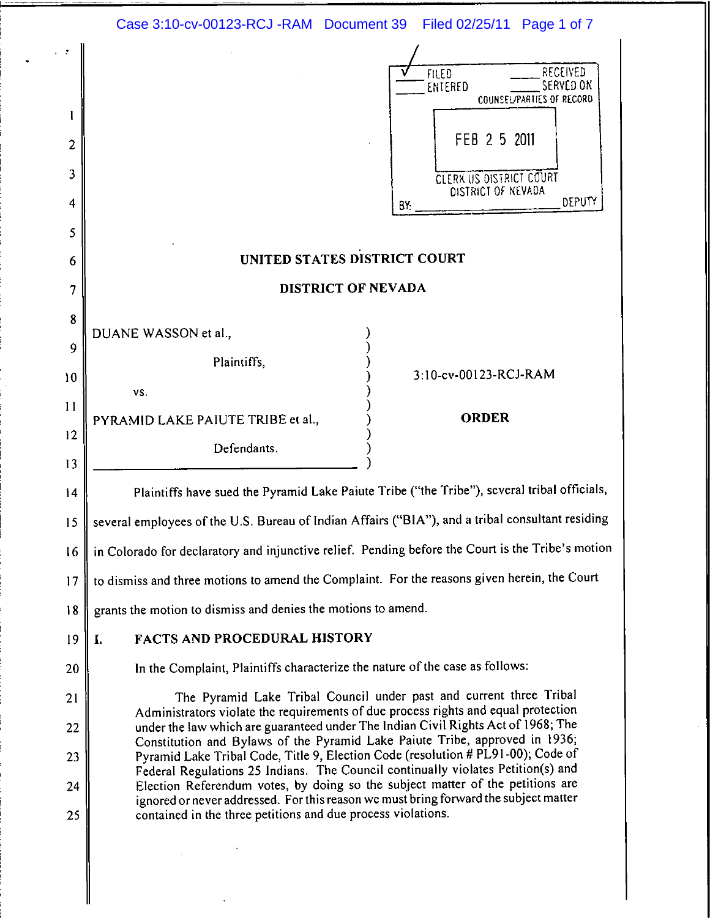FILED ✓ RECEIVED
ENTERED SERVED ON
COUNSEL/PARTIES OF RECORD

FEB 25 2011

CLERK US DISTRICT COURT
DISTRICT OF NEVADA
BY: DEPUTY

UNITED STATES DISTRICT COURT

DISTRICT OF NEVADA

| | | |
|---|---|---|
| DUANE WASSON et al., Plaintiffs, vs. PYRAMID LAKE PAIUTE TRIBE et al., Defendants. | ) | 3:10-cv-00123-RCJ-RAM **ORDER** |

Plaintiffs have sued the Pyramid Lake Paiute Tribe ("the Tribe"), several tribal officials, several employees of the U.S. Bureau of Indian Affairs ("BIA"), and a tribal consultant residing in Colorado for declaratory and injunctive relief. Pending before the Court is the Tribe's motion to dismiss and three motions to amend the Complaint. For the reasons given herein, the Court grants the motion to dismiss and denies the motions to amend.

## I. FACTS AND PROCEDURAL HISTORY

In the Complaint, Plaintiffs characterize the nature of the case as follows:

> The Pyramid Lake Tribal Council under past and current three Tribal Administrators violate the requirements of due process rights and equal protection under the law which are guaranteed under The Indian Civil Rights Act of 1968; The Constitution and Bylaws of the Pyramid Lake Paiute Tribe, approved in 1936; Pyramid Lake Tribal Code, Title 9, Election Code (resolution # PL91-00); Code of Federal Regulations 25 Indians. The Council continually violates Petition(s) and Election Referendum votes, by doing so the subject matter of the petitions are ignored or never addressed. For this reason we must bring forward the subject matter contained in the three petitions and due process violations.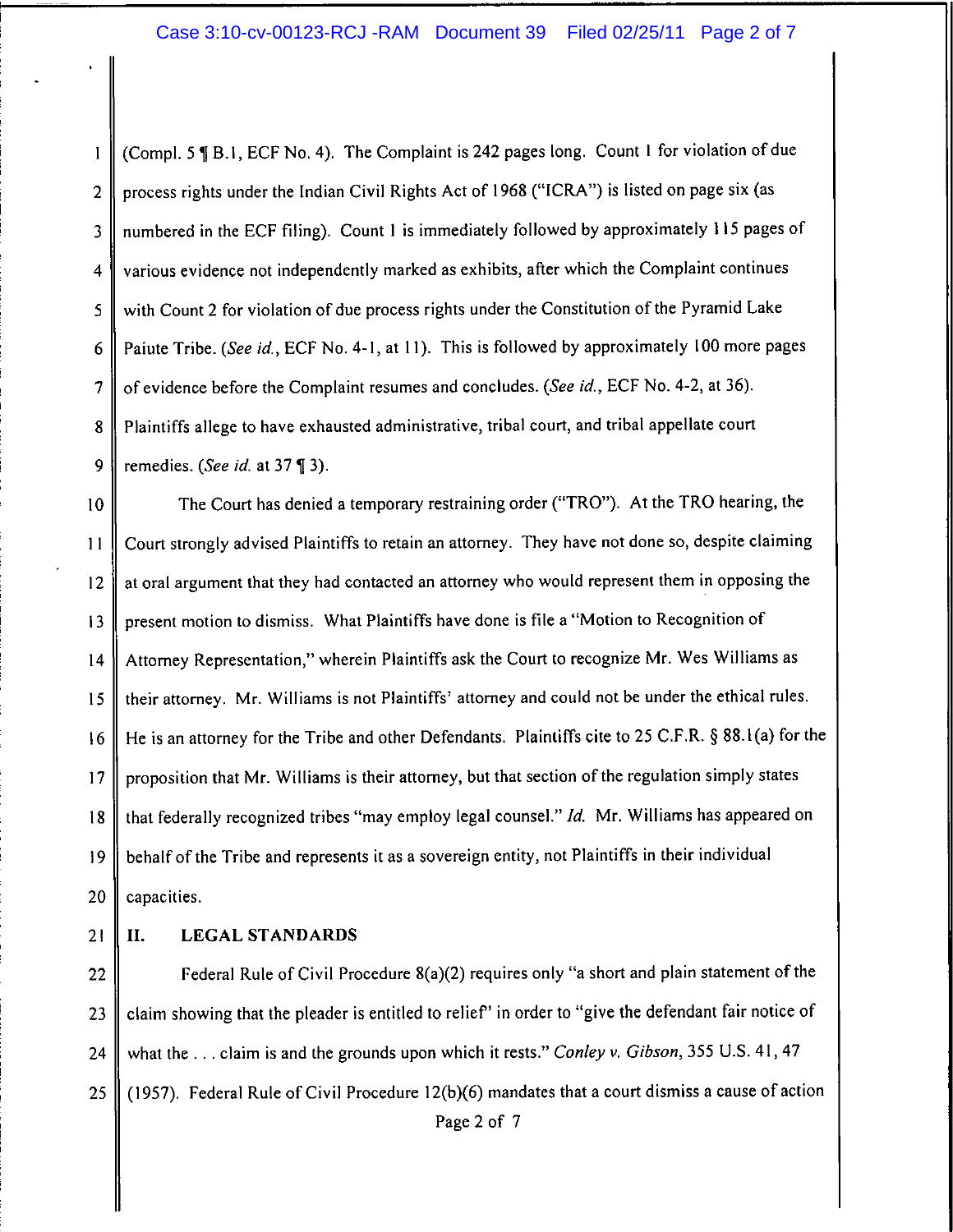(Compl. 5 ¶ B.1, ECF No. 4). The Complaint is 242 pages long. Count 1 for violation of due process rights under the Indian Civil Rights Act of 1968 ("ICRA") is listed on page six (as numbered in the ECF filing). Count 1 is immediately followed by approximately 115 pages of various evidence not independently marked as exhibits, after which the Complaint continues with Count 2 for violation of due process rights under the Constitution of the Pyramid Lake Paiute Tribe. (*See id.*, ECF No. 4-1, at 11). This is followed by approximately 100 more pages of evidence before the Complaint resumes and concludes. (*See id.*, ECF No. 4-2, at 36). Plaintiffs allege to have exhausted administrative, tribal court, and tribal appellate court remedies. (*See id.* at 37 ¶ 3).

The Court has denied a temporary restraining order ("TRO"). At the TRO hearing, the Court strongly advised Plaintiffs to retain an attorney. They have not done so, despite claiming at oral argument that they had contacted an attorney who would represent them in opposing the present motion to dismiss. What Plaintiffs have done is file a "Motion to Recognition of Attorney Representation," wherein Plaintiffs ask the Court to recognize Mr. Wes Williams as their attorney. Mr. Williams is not Plaintiffs' attorney and could not be under the ethical rules. He is an attorney for the Tribe and other Defendants. Plaintiffs cite to 25 C.F.R. § 88.1(a) for the proposition that Mr. Williams is their attorney, but that section of the regulation simply states that federally recognized tribes "may employ legal counsel." *Id.* Mr. Williams has appeared on behalf of the Tribe and represents it as a sovereign entity, not Plaintiffs in their individual capacities.

## II. LEGAL STANDARDS

Federal Rule of Civil Procedure 8(a)(2) requires only "a short and plain statement of the claim showing that the pleader is entitled to relief" in order to "give the defendant fair notice of what the . . . claim is and the grounds upon which it rests." *Conley v. Gibson*, 355 U.S. 41, 47 (1957). Federal Rule of Civil Procedure 12(b)(6) mandates that a court dismiss a cause of action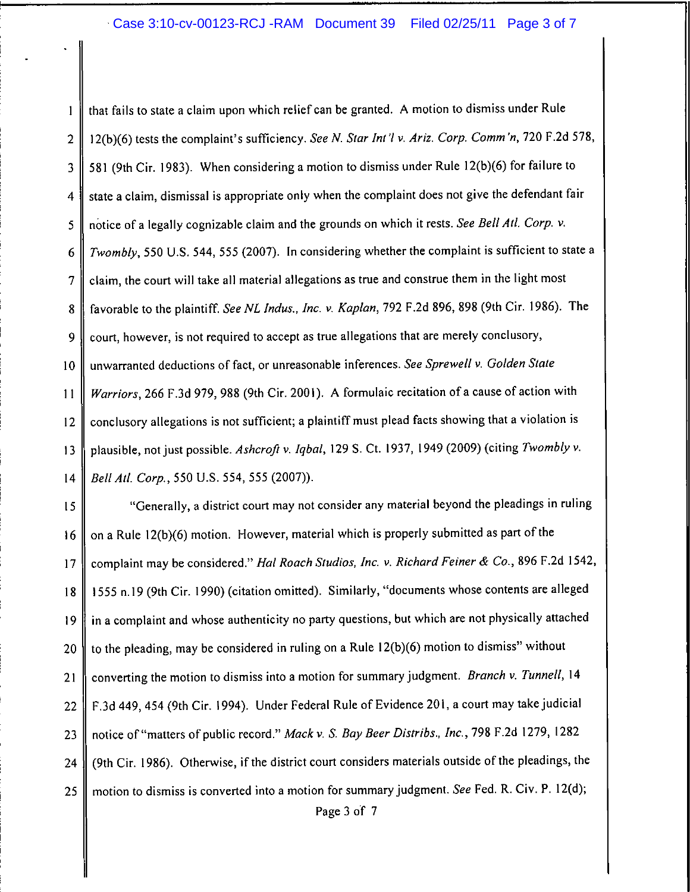that fails to state a claim upon which relief can be granted. A motion to dismiss under Rule 12(b)(6) tests the complaint's sufficiency. *See N. Star Int'l v. Ariz. Corp. Comm'n*, 720 F.2d 578, 581 (9th Cir. 1983). When considering a motion to dismiss under Rule 12(b)(6) for failure to state a claim, dismissal is appropriate only when the complaint does not give the defendant fair notice of a legally cognizable claim and the grounds on which it rests. *See Bell Atl. Corp. v. Twombly*, 550 U.S. 544, 555 (2007). In considering whether the complaint is sufficient to state a claim, the court will take all material allegations as true and construe them in the light most favorable to the plaintiff. *See NL Indus., Inc. v. Kaplan*, 792 F.2d 896, 898 (9th Cir. 1986). The court, however, is not required to accept as true allegations that are merely conclusory, unwarranted deductions of fact, or unreasonable inferences. *See Sprewell v. Golden State Warriors*, 266 F.3d 979, 988 (9th Cir. 2001). A formulaic recitation of a cause of action with conclusory allegations is not sufficient; a plaintiff must plead facts showing that a violation is plausible, not just possible. *Ashcroft v. Iqbal*, 129 S. Ct. 1937, 1949 (2009) (citing *Twombly v. Bell Atl. Corp.*, 550 U.S. 554, 555 (2007)).

"Generally, a district court may not consider any material beyond the pleadings in ruling on a Rule 12(b)(6) motion. However, material which is properly submitted as part of the complaint may be considered." *Hal Roach Studios, Inc. v. Richard Feiner & Co.*, 896 F.2d 1542, 1555 n.19 (9th Cir. 1990) (citation omitted). Similarly, "documents whose contents are alleged in a complaint and whose authenticity no party questions, but which are not physically attached to the pleading, may be considered in ruling on a Rule 12(b)(6) motion to dismiss" without converting the motion to dismiss into a motion for summary judgment. *Branch v. Tunnell*, 14 F.3d 449, 454 (9th Cir. 1994). Under Federal Rule of Evidence 201, a court may take judicial notice of "matters of public record." *Mack v. S. Bay Beer Distribs., Inc.*, 798 F.2d 1279, 1282 (9th Cir. 1986). Otherwise, if the district court considers materials outside of the pleadings, the motion to dismiss is converted into a motion for summary judgment. *See* Fed. R. Civ. P. 12(d);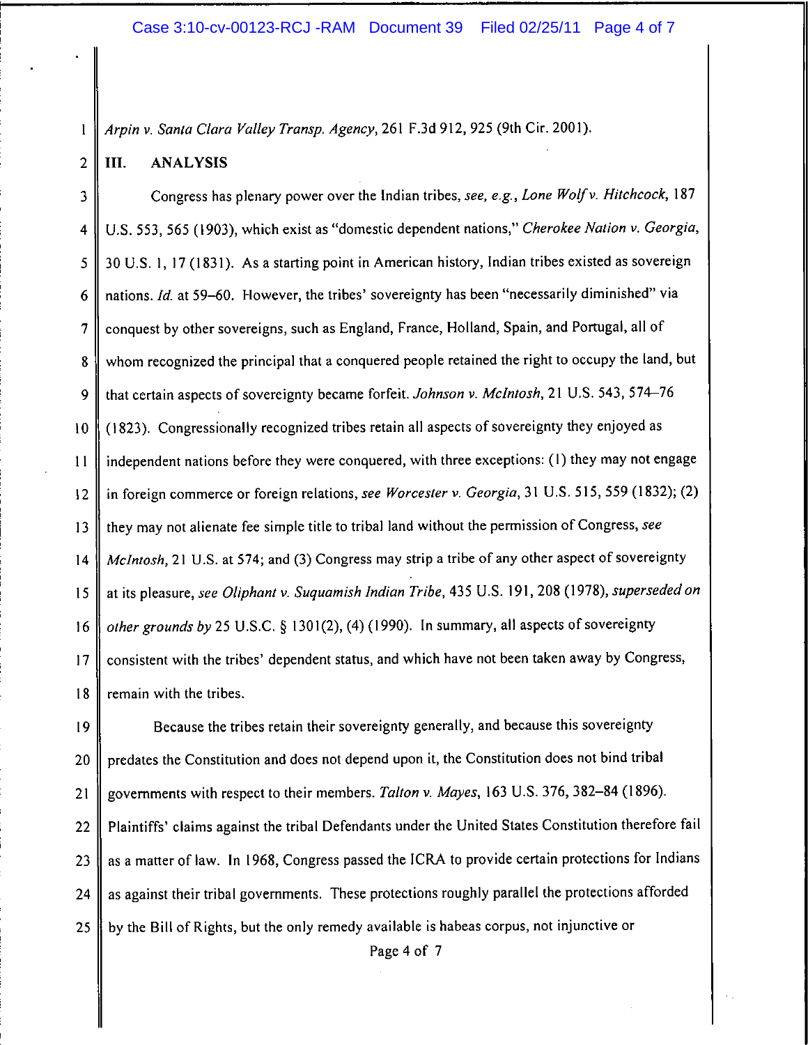*Arpin v. Santa Clara Valley Transp. Agency*, 261 F.3d 912, 925 (9th Cir. 2001).

## III. ANALYSIS

Congress has plenary power over the Indian tribes, *see, e.g.*, *Lone Wolf v. Hitchcock*, 187 U.S. 553, 565 (1903), which exist as "domestic dependent nations," *Cherokee Nation v. Georgia*, 30 U.S. 1, 17 (1831). As a starting point in American history, Indian tribes existed as sovereign nations. *Id.* at 59–60. However, the tribes' sovereignty has been "necessarily diminished" via conquest by other sovereigns, such as England, France, Holland, Spain, and Portugal, all of whom recognized the principal that a conquered people retained the right to occupy the land, but that certain aspects of sovereignty became forfeit. *Johnson v. McIntosh*, 21 U.S. 543, 574–76 (1823). Congressionally recognized tribes retain all aspects of sovereignty they enjoyed as independent nations before they were conquered, with three exceptions: (1) they may not engage in foreign commerce or foreign relations, *see Worcester v. Georgia*, 31 U.S. 515, 559 (1832); (2) they may not alienate fee simple title to tribal land without the permission of Congress, *see McIntosh*, 21 U.S. at 574; and (3) Congress may strip a tribe of any other aspect of sovereignty at its pleasure, *see Oliphant v. Suquamish Indian Tribe*, 435 U.S. 191, 208 (1978), *superseded on other grounds by* 25 U.S.C. § 1301(2), (4) (1990). In summary, all aspects of sovereignty consistent with the tribes' dependent status, and which have not been taken away by Congress, remain with the tribes.

Because the tribes retain their sovereignty generally, and because this sovereignty predates the Constitution and does not depend upon it, the Constitution does not bind tribal governments with respect to their members. *Talton v. Mayes*, 163 U.S. 376, 382–84 (1896). Plaintiffs' claims against the tribal Defendants under the United States Constitution therefore fail as a matter of law. In 1968, Congress passed the ICRA to provide certain protections for Indians as against their tribal governments. These protections roughly parallel the protections afforded by the Bill of Rights, but the only remedy available is habeas corpus, not injunctive or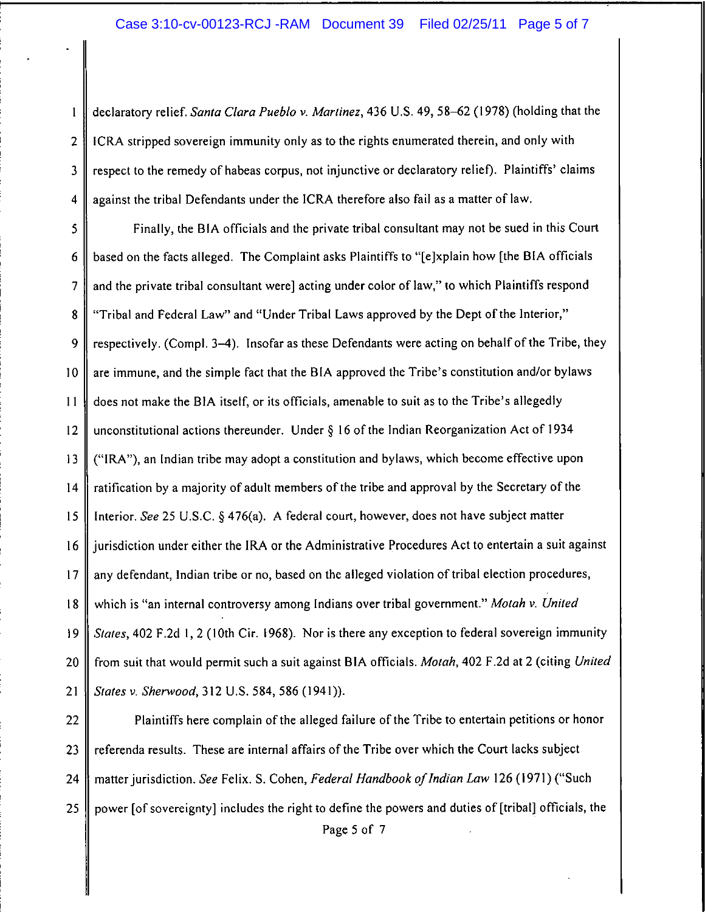declaratory relief. *Santa Clara Pueblo v. Martinez*, 436 U.S. 49, 58–62 (1978) (holding that the ICRA stripped sovereign immunity only as to the rights enumerated therein, and only with respect to the remedy of habeas corpus, not injunctive or declaratory relief). Plaintiffs' claims against the tribal Defendants under the ICRA therefore also fail as a matter of law.

Finally, the BIA officials and the private tribal consultant may not be sued in this Court based on the facts alleged. The Complaint asks Plaintiffs to "[e]xplain how [the BIA officials and the private tribal consultant were] acting under color of law," to which Plaintiffs respond "Tribal and Federal Law" and "Under Tribal Laws approved by the Dept of the Interior," respectively. (Compl. 3–4). Insofar as these Defendants were acting on behalf of the Tribe, they are immune, and the simple fact that the BIA approved the Tribe's constitution and/or bylaws does not make the BIA itself, or its officials, amenable to suit as to the Tribe's allegedly unconstitutional actions thereunder. Under § 16 of the Indian Reorganization Act of 1934 ("IRA"), an Indian tribe may adopt a constitution and bylaws, which become effective upon ratification by a majority of adult members of the tribe and approval by the Secretary of the Interior. *See* 25 U.S.C. § 476(a). A federal court, however, does not have subject matter jurisdiction under either the IRA or the Administrative Procedures Act to entertain a suit against any defendant, Indian tribe or no, based on the alleged violation of tribal election procedures, which is "an internal controversy among Indians over tribal government." *Motah v. United States*, 402 F.2d 1, 2 (10th Cir. 1968). Nor is there any exception to federal sovereign immunity from suit that would permit such a suit against BIA officials. *Motah*, 402 F.2d at 2 (citing *United States v. Sherwood*, 312 U.S. 584, 586 (1941)).

Plaintiffs here complain of the alleged failure of the Tribe to entertain petitions or honor referenda results. These are internal affairs of the Tribe over which the Court lacks subject matter jurisdiction. *See* Felix. S. Cohen, *Federal Handbook of Indian Law* 126 (1971) ("Such power [of sovereignty] includes the right to define the powers and duties of [tribal] officials, the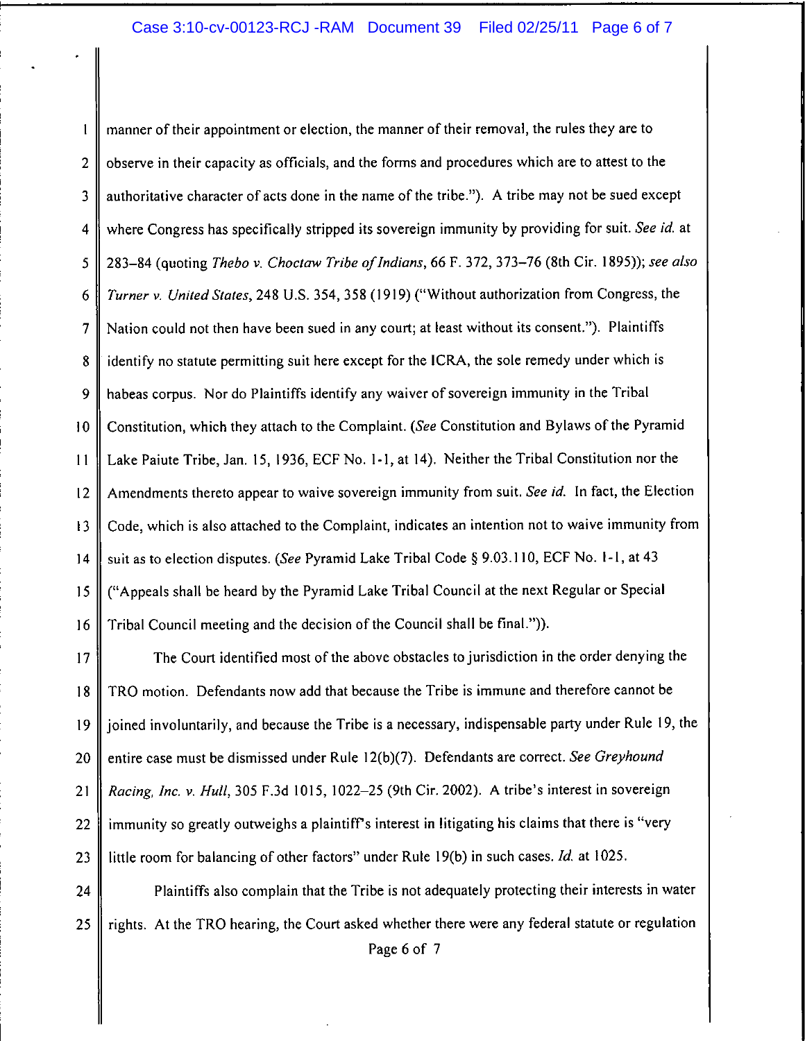manner of their appointment or election, the manner of their removal, the rules they are to observe in their capacity as officials, and the forms and procedures which are to attest to the authoritative character of acts done in the name of the tribe."). A tribe may not be sued except where Congress has specifically stripped its sovereign immunity by providing for suit. *See id.* at 283–84 (quoting *Thebo v. Choctaw Tribe of Indians*, 66 F. 372, 373–76 (8th Cir. 1895)); *see also Turner v. United States*, 248 U.S. 354, 358 (1919) ("Without authorization from Congress, the Nation could not then have been sued in any court; at least without its consent."). Plaintiffs identify no statute permitting suit here except for the ICRA, the sole remedy under which is habeas corpus. Nor do Plaintiffs identify any waiver of sovereign immunity in the Tribal Constitution, which they attach to the Complaint. (*See* Constitution and Bylaws of the Pyramid Lake Paiute Tribe, Jan. 15, 1936, ECF No. 1-1, at 14). Neither the Tribal Constitution nor the Amendments thereto appear to waive sovereign immunity from suit. *See id.* In fact, the Election Code, which is also attached to the Complaint, indicates an intention not to waive immunity from suit as to election disputes. (*See* Pyramid Lake Tribal Code § 9.03.110, ECF No. 1-1, at 43 ("Appeals shall be heard by the Pyramid Lake Tribal Council at the next Regular or Special Tribal Council meeting and the decision of the Council shall be final.")).

The Court identified most of the above obstacles to jurisdiction in the order denying the TRO motion. Defendants now add that because the Tribe is immune and therefore cannot be joined involuntarily, and because the Tribe is a necessary, indispensable party under Rule 19, the entire case must be dismissed under Rule 12(b)(7). Defendants are correct. *See Greyhound Racing, Inc. v. Hull*, 305 F.3d 1015, 1022–25 (9th Cir. 2002). A tribe's interest in sovereign immunity so greatly outweighs a plaintiff's interest in litigating his claims that there is "very little room for balancing of other factors" under Rule 19(b) in such cases. *Id.* at 1025.

Plaintiffs also complain that the Tribe is not adequately protecting their interests in water rights. At the TRO hearing, the Court asked whether there were any federal statute or regulation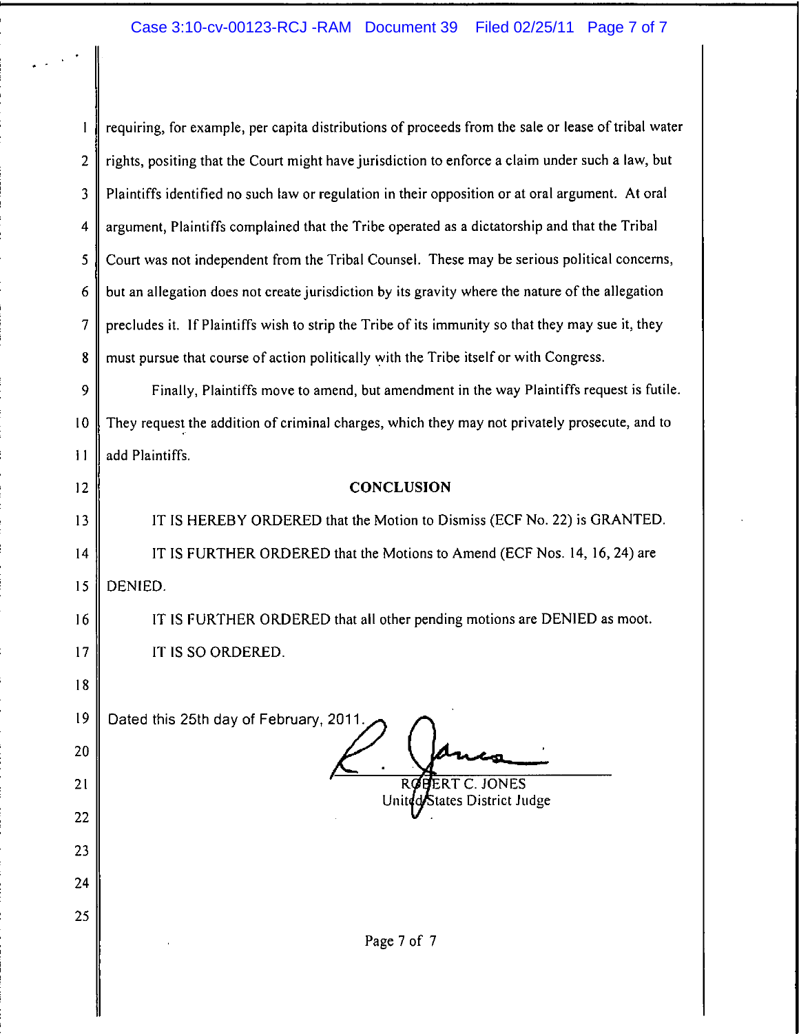requiring, for example, per capita distributions of proceeds from the sale or lease of tribal water rights, positing that the Court might have jurisdiction to enforce a claim under such a law, but Plaintiffs identified no such law or regulation in their opposition or at oral argument. At oral argument, Plaintiffs complained that the Tribe operated as a dictatorship and that the Tribal Court was not independent from the Tribal Counsel. These may be serious political concerns, but an allegation does not create jurisdiction by its gravity where the nature of the allegation precludes it. If Plaintiffs wish to strip the Tribe of its immunity so that they may sue it, they must pursue that course of action politically with the Tribe itself or with Congress.

Finally, Plaintiffs move to amend, but amendment in the way Plaintiffs request is futile. They request the addition of criminal charges, which they may not privately prosecute, and to add Plaintiffs.

## CONCLUSION

IT IS HEREBY ORDERED that the Motion to Dismiss (ECF No. 22) is GRANTED.

IT IS FURTHER ORDERED that the Motions to Amend (ECF Nos. 14, 16, 24) are DENIED.

IT IS FURTHER ORDERED that all other pending motions are DENIED as moot.

IT IS SO ORDERED.

Dated this 25th day of February, 2011.

ROBERT C. JONES
United States District Judge